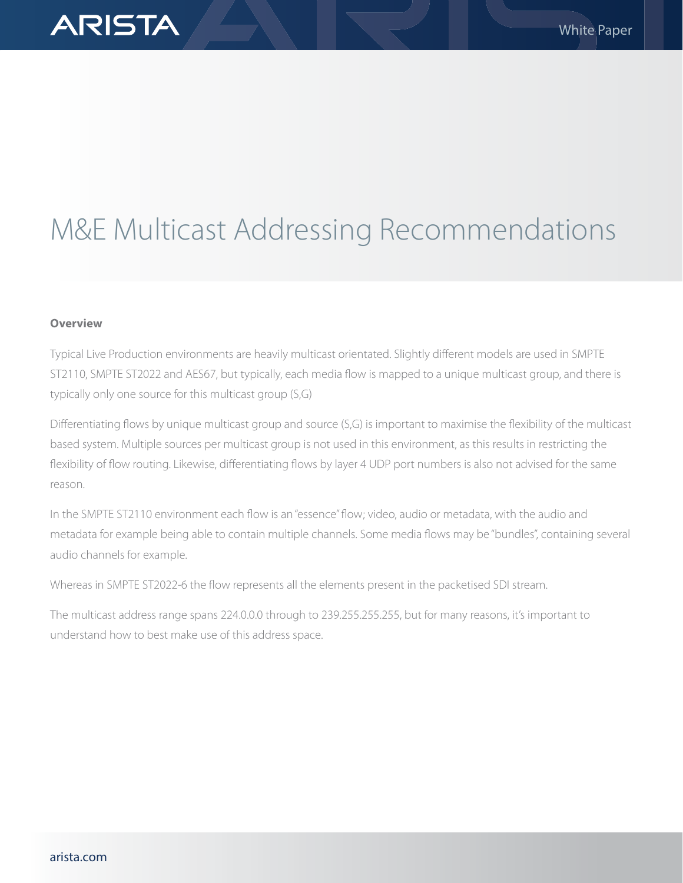# M&E Multicast Addressing Recommendations

## Overview

Typical Live Production environments are heavily multicast orientated. Slightly different models are used in SMPTE ST2110, SMPTE ST2022 and AES67, but typically, each media flow is mapped to a unique multicast group, and there is typically only one source for this multicast group (S,G)

Differentiating flows by unique multicast group and source (S,G) is important to maximise the flexibility of the multicast based system. Multiple sources per multicast group is not used in this environment, as this results in restricting the flexibility of flow routing. Likewise, differentiating flows by layer 4 UDP port numbers is also not advised for the same reason.

In the SMPTE ST2110 environment each flow is an "essence" flow; video, audio or metadata, with the audio and metadata for example being able to contain multiple channels. Some media flows may be "bundles", containing several audio channels for example.

Whereas in SMPTE ST2022-6 the flow represents all the elements present in the packetised SDI stream.

The multicast address range spans 224.0.0.0 through to 239.255.255.255, but for many reasons, it's important to understand how to best make use of this address space.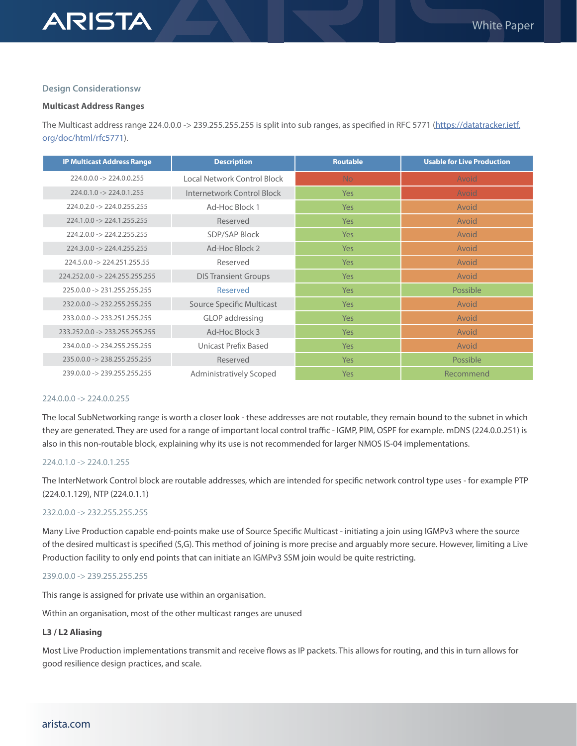## Design Considerationsw

### Multicast Address Ranges

The Multicast address range 224.0.0.0 -> 239.255.255.255 is split into sub ranges, as specified in RFC 5771 ([https://datatracker.ietf.org/doc/html/rfc5771](https://datatracker.ietf.org/doc/html/rfc5771)).

| IP Multicast Address Range | Description | Routable | Usable for Live Production |
|---|---|---|---|
| 224.0.0.0 -> 224.0.0.255 | Local Network Control Block | No | Avoid |
| 224.0.1.0 -> 224.0.1.255 | Internetwork Control Block | Yes | Avoid |
| 224.0.2.0 -> 224.0.255.255 | Ad-Hoc Block 1 | Yes | Avoid |
| 224.1.0.0 -> 224.1.255.255 | Reserved | Yes | Avoid |
| 224.2.0.0 -> 224.2.255.255 | SDP/SAP Block | Yes | Avoid |
| 224.3.0.0 -> 224.4.255.255 | Ad-Hoc Block 2 | Yes | Avoid |
| 224.5.0.0 -> 224.251.255.55 | Reserved | Yes | Avoid |
| 224.252.0.0 -> 224.255.255.255 | DIS Transient Groups | Yes | Avoid |
| 225.0.0.0 -> 231.255.255.255 | Reserved | Yes | Possible |
| 232.0.0.0 -> 232.255.255.255 | Source Specific Multicast | Yes | Avoid |
| 233.0.0.0 -> 233.251.255.255 | GLOP addressing | Yes | Avoid |
| 233.252.0.0 -> 233.255.255.255 | Ad-Hoc Block 3 | Yes | Avoid |
| 234.0.0.0 -> 234.255.255.255 | Unicast Prefix Based | Yes | Avoid |
| 235.0.0.0 -> 238.255.255.255 | Reserved | Yes | Possible |
| 239.0.0.0 -> 239.255.255.255 | Administratively Scoped | Yes | Recommend |

#### 224.0.0.0 -> 224.0.0.255

The local SubNetworking range is worth a closer look - these addresses are not routable, they remain bound to the subnet in which they are generated. They are used for a range of important local control traffic - IGMP, PIM, OSPF for example. mDNS (224.0.0.251) is also in this non-routable block, explaining why its use is not recommended for larger NMOS IS-04 implementations.

#### 224.0.1.0 -> 224.0.1.255

The InterNetwork Control block are routable addresses, which are intended for specific network control type uses - for example PTP (224.0.1.129), NTP (224.0.1.1)

#### 232.0.0.0 -> 232.255.255.255

Many Live Production capable end-points make use of Source Specific Multicast - initiating a join using IGMPv3 where the source of the desired multicast is specified (S,G). This method of joining is more precise and arguably more secure. However, limiting a Live Production facility to only end points that can initiate an IGMPv3 SSM join would be quite restricting.

#### 239.0.0.0 -> 239.255.255.255

This range is assigned for private use within an organisation.

Within an organisation, most of the other multicast ranges are unused

### L3 / L2 Aliasing

Most Live Production implementations transmit and receive flows as IP packets. This allows for routing, and this in turn allows for good resilience design practices, and scale.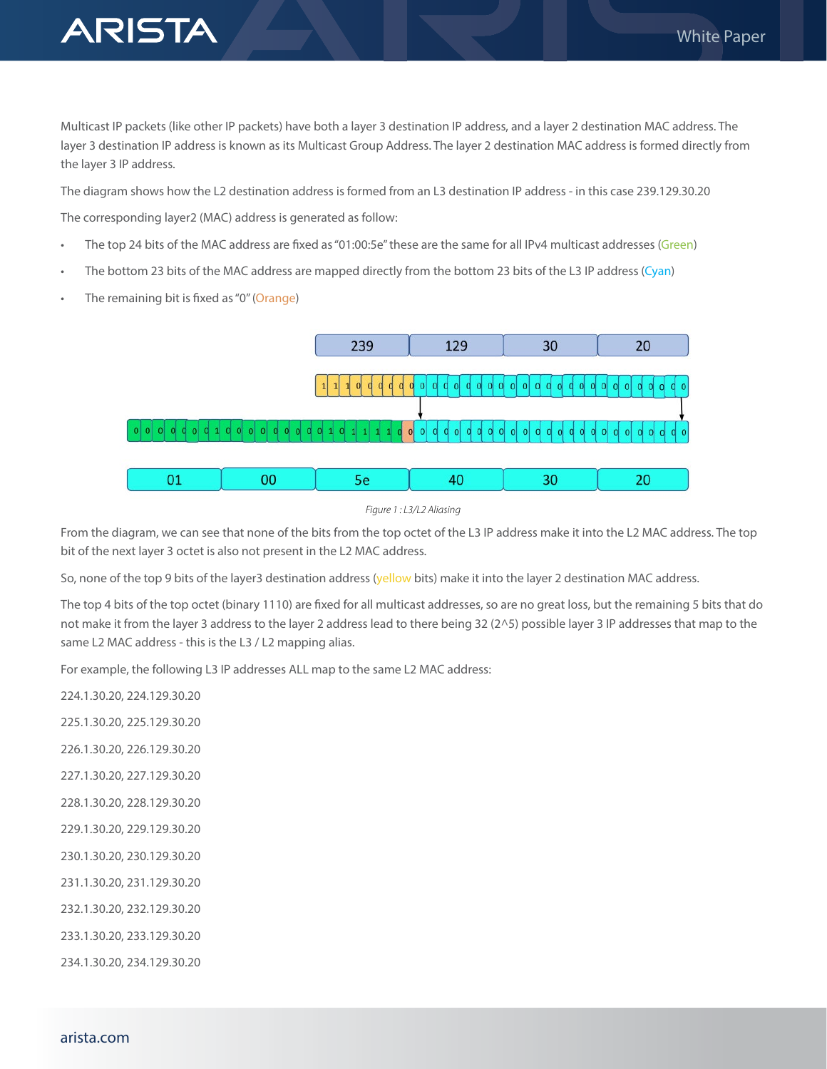Multicast IP packets (like other IP packets) have both a layer 3 destination IP address, and a layer 2 destination MAC address. The layer 3 destination IP address is known as its Multicast Group Address. The layer 2 destination MAC address is formed directly from the layer 3 IP address.

The diagram shows how the L2 destination address is formed from an L3 destination IP address - in this case 239.129.30.20

The corresponding layer2 (MAC) address is generated as follow:

- The top 24 bits of the MAC address are fixed as "01:00:5e" these are the same for all IPv4 multicast addresses (Green)
- The bottom 23 bits of the MAC address are mapped directly from the bottom 23 bits of the L3 IP address (Cyan)
- The remaining bit is fixed as "0" (Orange)

Figure 1 : L3/L2 Aliasing

From the diagram, we can see that none of the bits from the top octet of the L3 IP address make it into the L2 MAC address. The top bit of the next layer 3 octet is also not present in the L2 MAC address.

So, none of the top 9 bits of the layer3 destination address (yellow bits) make it into the layer 2 destination MAC address.

The top 4 bits of the top octet (binary 1110) are fixed for all multicast addresses, so are no great loss, but the remaining 5 bits that do not make it from the layer 3 address to the layer 2 address lead to there being 32 (2^5) possible layer 3 IP addresses that map to the same L2 MAC address - this is the L3 / L2 mapping alias.

For example, the following L3 IP addresses ALL map to the same L2 MAC address:

224.1.30.20, 224.129.30.20

225.1.30.20, 225.129.30.20

226.1.30.20, 226.129.30.20

227.1.30.20, 227.129.30.20

228.1.30.20, 228.129.30.20

229.1.30.20, 229.129.30.20

230.1.30.20, 230.129.30.20

231.1.30.20, 231.129.30.20

232.1.30.20, 232.129.30.20

233.1.30.20, 233.129.30.20

234.1.30.20, 234.129.30.20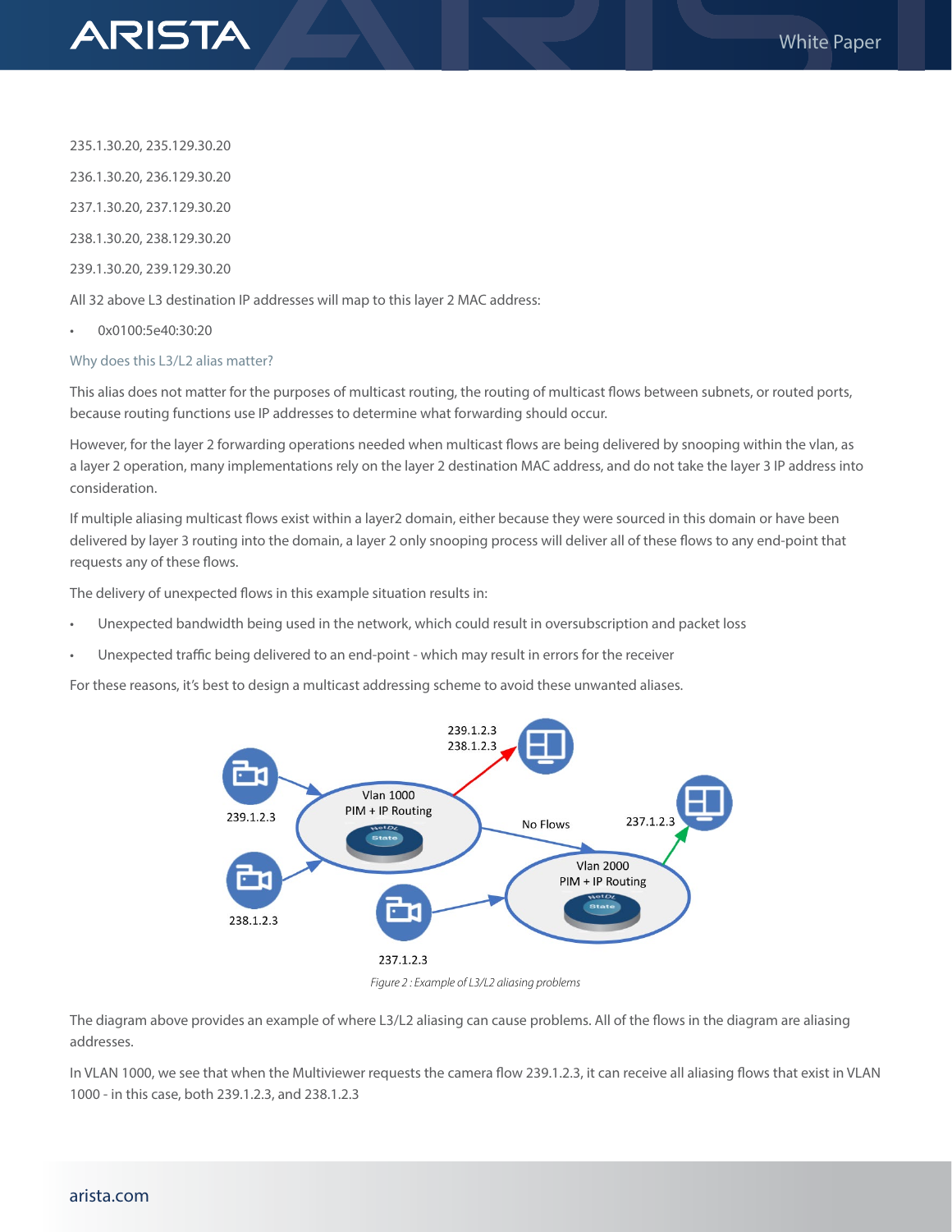235.1.30.20, 235.129.30.20

236.1.30.20, 236.129.30.20

237.1.30.20, 237.129.30.20

238.1.30.20, 238.129.30.20

239.1.30.20, 239.129.30.20

All 32 above L3 destination IP addresses will map to this layer 2 MAC address:

- 0x0100:5e40:30:20

### Why does this L3/L2 alias matter?

This alias does not matter for the purposes of multicast routing, the routing of multicast flows between subnets, or routed ports, because routing functions use IP addresses to determine what forwarding should occur.

However, for the layer 2 forwarding operations needed when multicast flows are being delivered by snooping within the vlan, as a layer 2 operation, many implementations rely on the layer 2 destination MAC address, and do not take the layer 3 IP address into consideration.

If multiple aliasing multicast flows exist within a layer2 domain, either because they were sourced in this domain or have been delivered by layer 3 routing into the domain, a layer 2 only snooping process will deliver all of these flows to any end-point that requests any of these flows.

The delivery of unexpected flows in this example situation results in:

- Unexpected bandwidth being used in the network, which could result in oversubscription and packet loss
- Unexpected traffic being delivered to an end-point - which may result in errors for the receiver

For these reasons, it's best to design a multicast addressing scheme to avoid these unwanted aliases.

*Figure 2 : Example of L3/L2 aliasing problems*

The diagram above provides an example of where L3/L2 aliasing can cause problems. All of the flows in the diagram are aliasing addresses.

In VLAN 1000, we see that when the Multiviewer requests the camera flow 239.1.2.3, it can receive all aliasing flows that exist in VLAN 1000 - in this case, both 239.1.2.3, and 238.1.2.3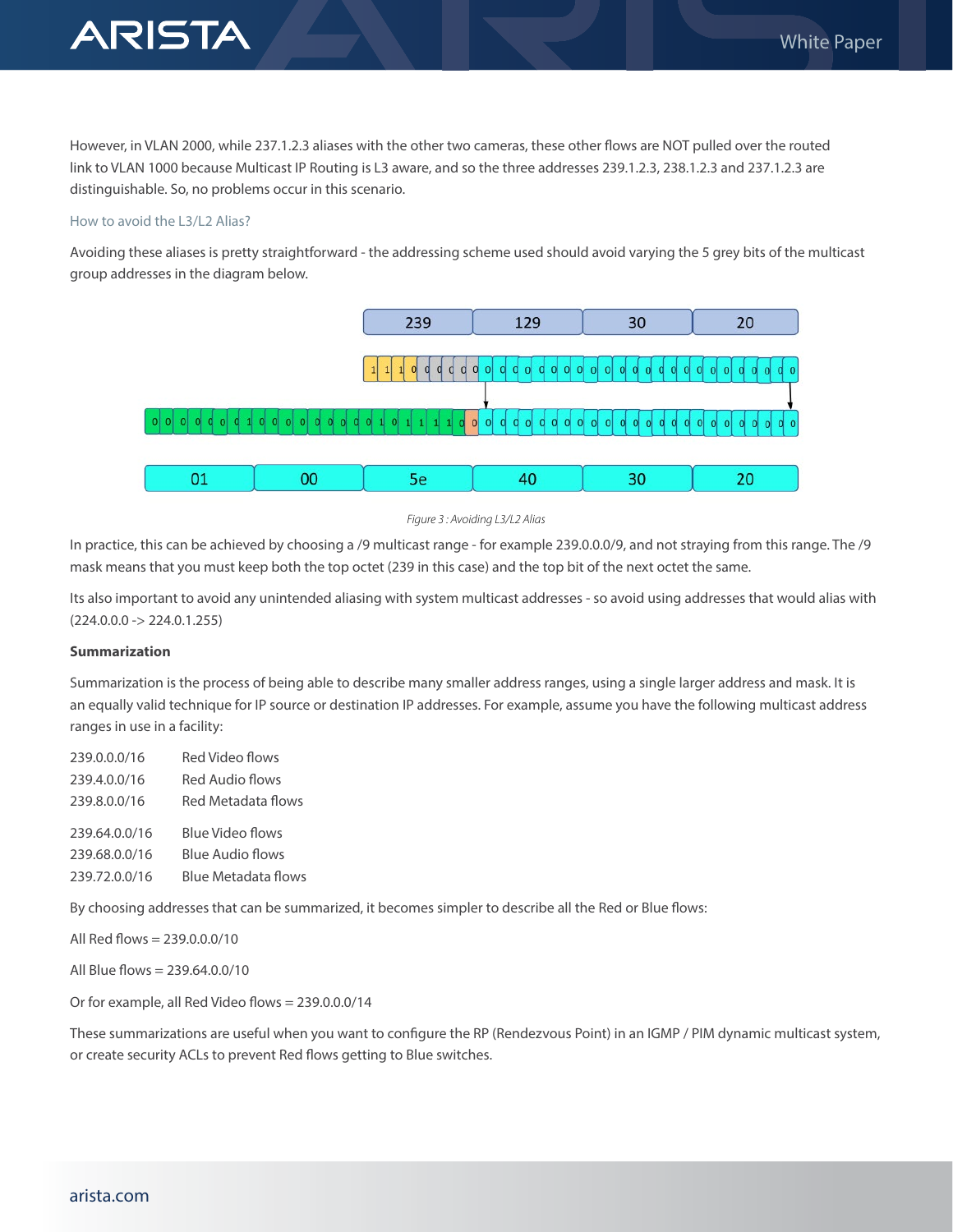However, in VLAN 2000, while 237.1.2.3 aliases with the other two cameras, these other flows are NOT pulled over the routed link to VLAN 1000 because Multicast IP Routing is L3 aware, and so the three addresses 239.1.2.3, 238.1.2.3 and 237.1.2.3 are distinguishable. So, no problems occur in this scenario.

### How to avoid the L3/L2 Alias?

Avoiding these aliases is pretty straightforward - the addressing scheme used should avoid varying the 5 grey bits of the multicast group addresses in the diagram below.

*Figure 3 : Avoiding L3/L2 Alias*

In practice, this can be achieved by choosing a /9 multicast range - for example 239.0.0.0/9, and not straying from this range. The /9 mask means that you must keep both the top octet (239 in this case) and the top bit of the next octet the same.

Its also important to avoid any unintended aliasing with system multicast addresses - so avoid using addresses that would alias with (224.0.0.0 -> 224.0.1.255)

**Summarization**

Summarization is the process of being able to describe many smaller address ranges, using a single larger address and mask. It is an equally valid technique for IP source or destination IP addresses. For example, assume you have the following multicast address ranges in use in a facility:

| | |
|---|---|
| 239.0.0.0/16 | Red Video flows |
| 239.4.0.0/16 | Red Audio flows |
| 239.8.0.0/16 | Red Metadata flows |
| 239.64.0.0/16 | Blue Video flows |
| 239.68.0.0/16 | Blue Audio flows |
| 239.72.0.0/16 | Blue Metadata flows |

By choosing addresses that can be summarized, it becomes simpler to describe all the Red or Blue flows:

All Red flows = 239.0.0.0/10

All Blue flows = 239.64.0.0/10

Or for example, all Red Video flows = 239.0.0.0/14

These summarizations are useful when you want to configure the RP (Rendezvous Point) in an IGMP / PIM dynamic multicast system, or create security ACLs to prevent Red flows getting to Blue switches.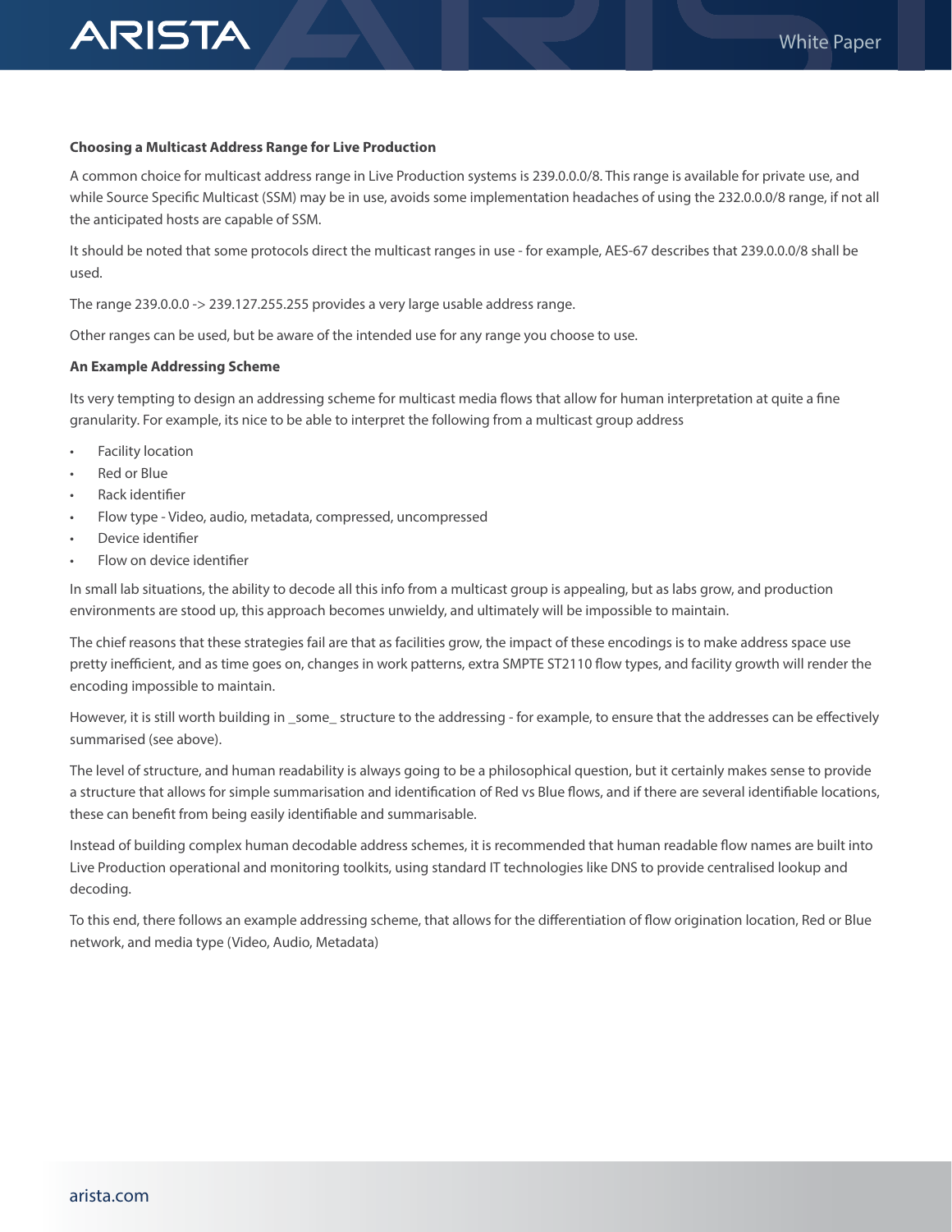**Choosing a Multicast Address Range for Live Production**

A common choice for multicast address range in Live Production systems is 239.0.0.0/8. This range is available for private use, and while Source Specific Multicast (SSM) may be in use, avoids some implementation headaches of using the 232.0.0.0/8 range, if not all the anticipated hosts are capable of SSM.

It should be noted that some protocols direct the multicast ranges in use - for example, AES-67 describes that 239.0.0.0/8 shall be used.

The range 239.0.0.0 -> 239.127.255.255 provides a very large usable address range.

Other ranges can be used, but be aware of the intended use for any range you choose to use.

**An Example Addressing Scheme**

Its very tempting to design an addressing scheme for multicast media flows that allow for human interpretation at quite a fine granularity. For example, its nice to be able to interpret the following from a multicast group address

- Facility location
- Red or Blue
- Rack identifier
- Flow type - Video, audio, metadata, compressed, uncompressed
- Device identifier
- Flow on device identifier

In small lab situations, the ability to decode all this info from a multicast group is appealing, but as labs grow, and production environments are stood up, this approach becomes unwieldy, and ultimately will be impossible to maintain.

The chief reasons that these strategies fail are that as facilities grow, the impact of these encodings is to make address space use pretty inefficient, and as time goes on, changes in work patterns, extra SMPTE ST2110 flow types, and facility growth will render the encoding impossible to maintain.

However, it is still worth building in _some_ structure to the addressing - for example, to ensure that the addresses can be effectively summarised (see above).

The level of structure, and human readability is always going to be a philosophical question, but it certainly makes sense to provide a structure that allows for simple summarisation and identification of Red vs Blue flows, and if there are several identifiable locations, these can benefit from being easily identifiable and summarisable.

Instead of building complex human decodable address schemes, it is recommended that human readable flow names are built into Live Production operational and monitoring toolkits, using standard IT technologies like DNS to provide centralised lookup and decoding.

To this end, there follows an example addressing scheme, that allows for the differentiation of flow origination location, Red or Blue network, and media type (Video, Audio, Metadata)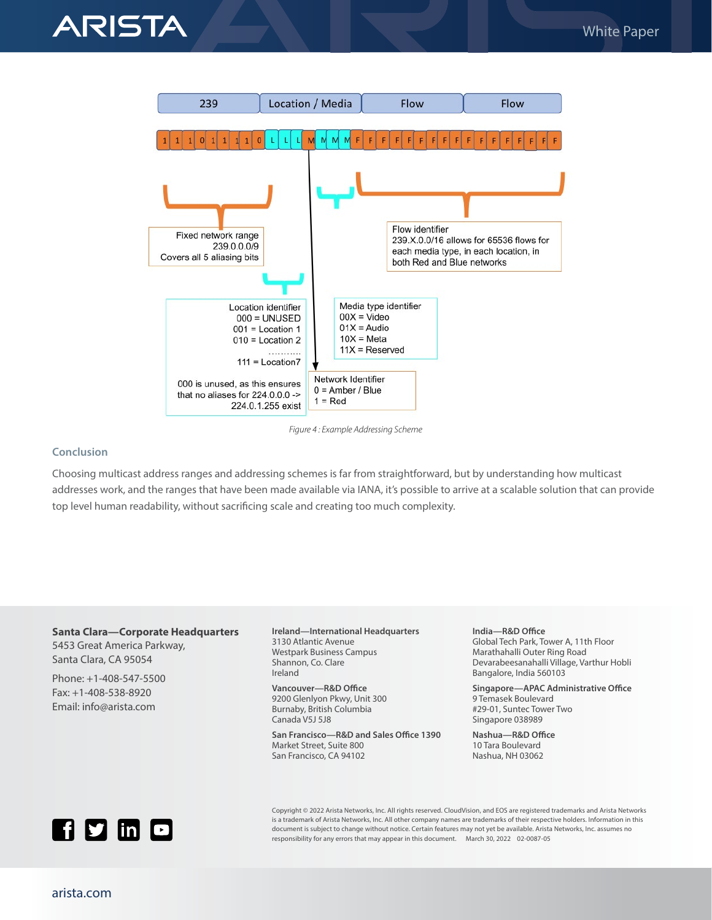239 | Location / Media | Flow | Flow

1 1 1 0 1 1 1 1 0 L L L M M M M F F F F F F F F F F F F F F F F

Fixed network range
239.0.0.0/9
Covers all 5 aliasing bits

Flow identifier
239.X.0.0/16 allows for 65536 flows for each media type, in each location, in both Red and Blue networks

Location identifier
000 = UNUSED
001 = Location 1
010 = Location 2
..........
111 = Location7

000 is unused, as this ensures that no aliases for 224.0.0.0 -> 224.0.1.255 exist

Media type identifier
00X = Video
01X = Audio
10X = Meta
11X = Reserved

Network Identifier
0 = Amber / Blue
1 = Red

*Figure 4 : Example Addressing Scheme*

## Conclusion

Choosing multicast address ranges and addressing schemes is far from straightforward, but by understanding how multicast addresses work, and the ranges that have been made available via IANA, it's possible to arrive at a scalable solution that can provide top level human readability, without sacrificing scale and creating too much complexity.

**Santa Clara—Corporate Headquarters**
5453 Great America Parkway,
Santa Clara, CA 95054

Phone: +1-408-547-5500
Fax: +1-408-538-8920
Email: info@arista.com

**Ireland—International Headquarters**
3130 Atlantic Avenue
Westpark Business Campus
Shannon, Co. Clare
Ireland

**Vancouver—R&D Office**
9200 Glenlyon Pkwy, Unit 300
Burnaby, British Columbia
Canada V5J 5J8

**San Francisco—R&D and Sales Office 1390**
Market Street, Suite 800
San Francisco, CA 94102

**India—R&D Office**
Global Tech Park, Tower A, 11th Floor
Marathahalli Outer Ring Road
Devarabeesanahalli Village, Varthur Hobli
Bangalore, India 560103

**Singapore—APAC Administrative Office**
9 Temasek Boulevard
#29-01, Suntec Tower Two
Singapore 038989

**Nashua—R&D Office**
10 Tara Boulevard
Nashua, NH 03062

Copyright © 2022 Arista Networks, Inc. All rights reserved. CloudVision, and EOS are registered trademarks and Arista Networks is a trademark of Arista Networks, Inc. All other company names are trademarks of their respective holders. Information in this document is subject to change without notice. Certain features may not yet be available. Arista Networks, Inc. assumes no responsibility for any errors that may appear in this document. March 30, 2022 02-0087-05

arista.com